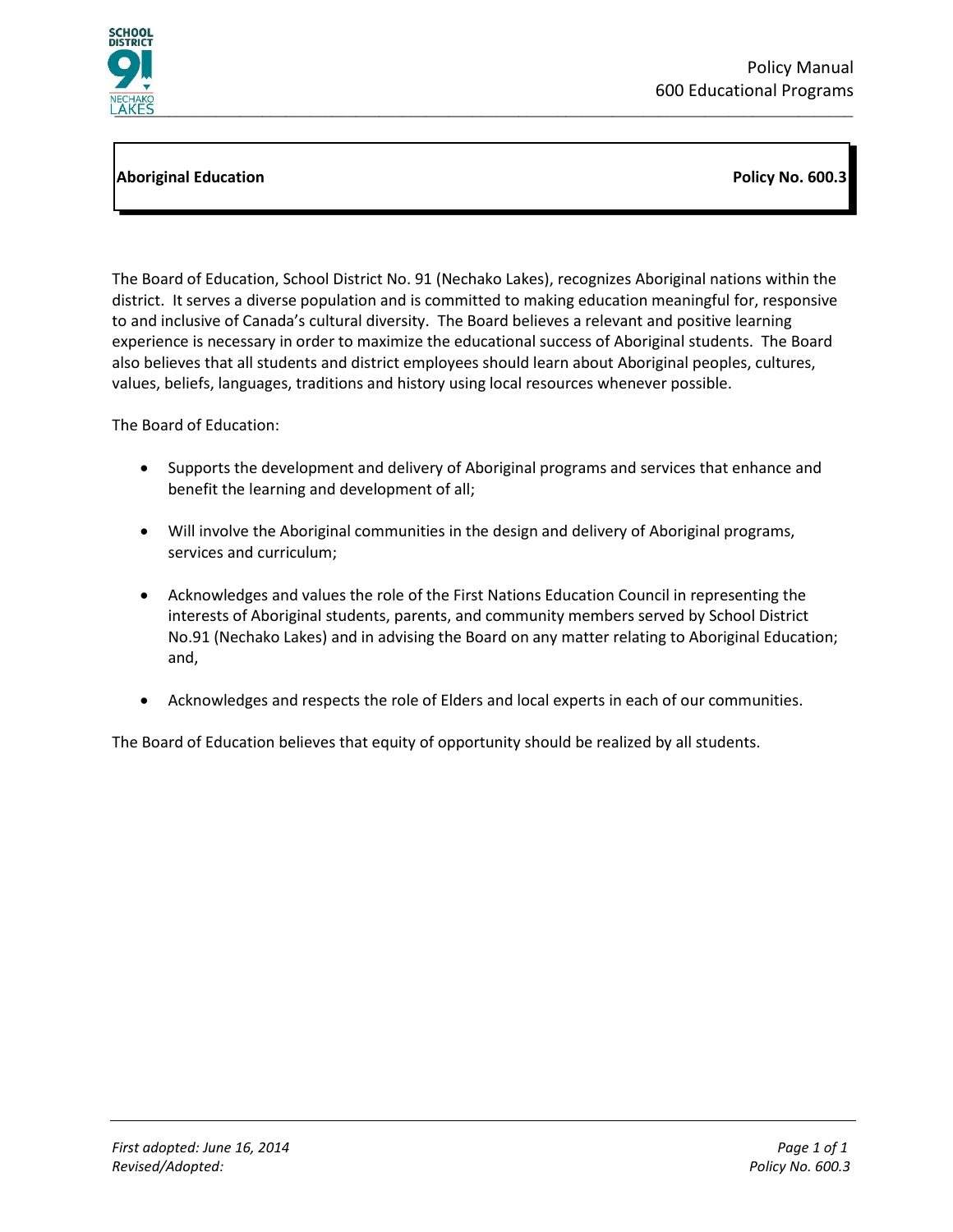# Aboriginal Education

**Policy No. 600.3**

The Board of Education, School District No. 91 (Nechako Lakes), recognizes Aboriginal nations within the district. It serves a diverse population and is committed to making education meaningful for, responsive to and inclusive of Canada's cultural diversity. The Board believes a relevant and positive learning experience is necessary in order to maximize the educational success of Aboriginal students. The Board also believes that all students and district employees should learn about Aboriginal peoples, cultures, values, beliefs, languages, traditions and history using local resources whenever possible.

The Board of Education:

- Supports the development and delivery of Aboriginal programs and services that enhance and benefit the learning and development of all;
- Will involve the Aboriginal communities in the design and delivery of Aboriginal programs, services and curriculum;
- Acknowledges and values the role of the First Nations Education Council in representing the interests of Aboriginal students, parents, and community members served by School District No.91 (Nechako Lakes) and in advising the Board on any matter relating to Aboriginal Education; and,
- Acknowledges and respects the role of Elders and local experts in each of our communities.

The Board of Education believes that equity of opportunity should be realized by all students.

*First adopted: June 16, 2014*
*Revised/Adopted:*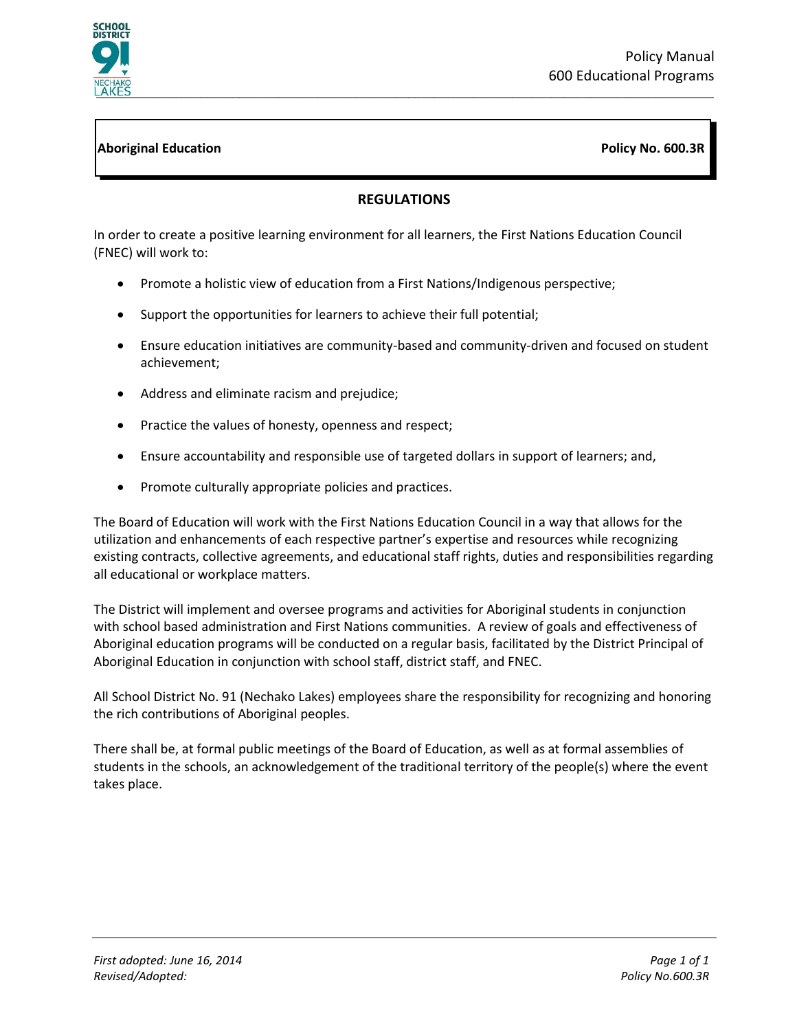| Aboriginal Education | Policy No. 600.3R |
|---|---|

## REGULATIONS

In order to create a positive learning environment for all learners, the First Nations Education Council (FNEC) will work to:

- Promote a holistic view of education from a First Nations/Indigenous perspective;
- Support the opportunities for learners to achieve their full potential;
- Ensure education initiatives are community-based and community-driven and focused on student achievement;
- Address and eliminate racism and prejudice;
- Practice the values of honesty, openness and respect;
- Ensure accountability and responsible use of targeted dollars in support of learners; and,
- Promote culturally appropriate policies and practices.

The Board of Education will work with the First Nations Education Council in a way that allows for the utilization and enhancements of each respective partner's expertise and resources while recognizing existing contracts, collective agreements, and educational staff rights, duties and responsibilities regarding all educational or workplace matters.

The District will implement and oversee programs and activities for Aboriginal students in conjunction with school based administration and First Nations communities. A review of goals and effectiveness of Aboriginal education programs will be conducted on a regular basis, facilitated by the District Principal of Aboriginal Education in conjunction with school staff, district staff, and FNEC.

All School District No. 91 (Nechako Lakes) employees share the responsibility for recognizing and honoring the rich contributions of Aboriginal peoples.

There shall be, at formal public meetings of the Board of Education, as well as at formal assemblies of students in the schools, an acknowledgement of the traditional territory of the people(s) where the event takes place.

*First adopted: June 16, 2014*
*Revised/Adopted:*